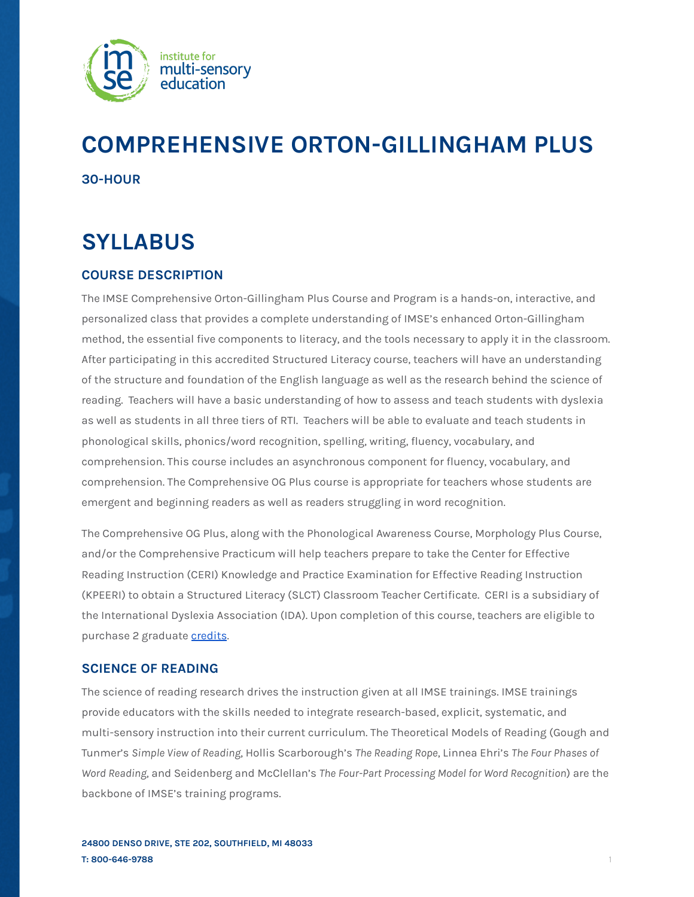# COMPREHENSIVE ORTON-GILLINGHAM PLUS

**30-HOUR**

# SYLLABUS

## COURSE DESCRIPTION

The IMSE Comprehensive Orton-Gillingham Plus Course and Program is a hands-on, interactive, and personalized class that provides a complete understanding of IMSE's enhanced Orton-Gillingham method, the essential five components to literacy, and the tools necessary to apply it in the classroom. After participating in this accredited Structured Literacy course, teachers will have an understanding of the structure and foundation of the English language as well as the research behind the science of reading. Teachers will have a basic understanding of how to assess and teach students with dyslexia as well as students in all three tiers of RTI. Teachers will be able to evaluate and teach students in phonological skills, phonics/word recognition, spelling, writing, fluency, vocabulary, and comprehension. This course includes an asynchronous component for fluency, vocabulary, and comprehension. The Comprehensive OG Plus course is appropriate for teachers whose students are emergent and beginning readers as well as readers struggling in word recognition.

The Comprehensive OG Plus, along with the Phonological Awareness Course, Morphology Plus Course, and/or the Comprehensive Practicum will help teachers prepare to take the Center for Effective Reading Instruction (CERI) Knowledge and Practice Examination for Effective Reading Instruction (KPEERI) to obtain a Structured Literacy (SLCT) Classroom Teacher Certificate. CERI is a subsidiary of the International Dyslexia Association (IDA). Upon completion of this course, teachers are eligible to purchase 2 graduate credits.

## SCIENCE OF READING

The science of reading research drives the instruction given at all IMSE trainings. IMSE trainings provide educators with the skills needed to integrate research-based, explicit, systematic, and multi-sensory instruction into their current curriculum. The Theoretical Models of Reading (Gough and Tunmer's *Simple View of Reading*, Hollis Scarborough's *The Reading Rope*, Linnea Ehri's *The Four Phases of Word Reading*, and Seidenberg and McClellan's *The Four-Part Processing Model for Word Recognition*) are the backbone of IMSE's training programs.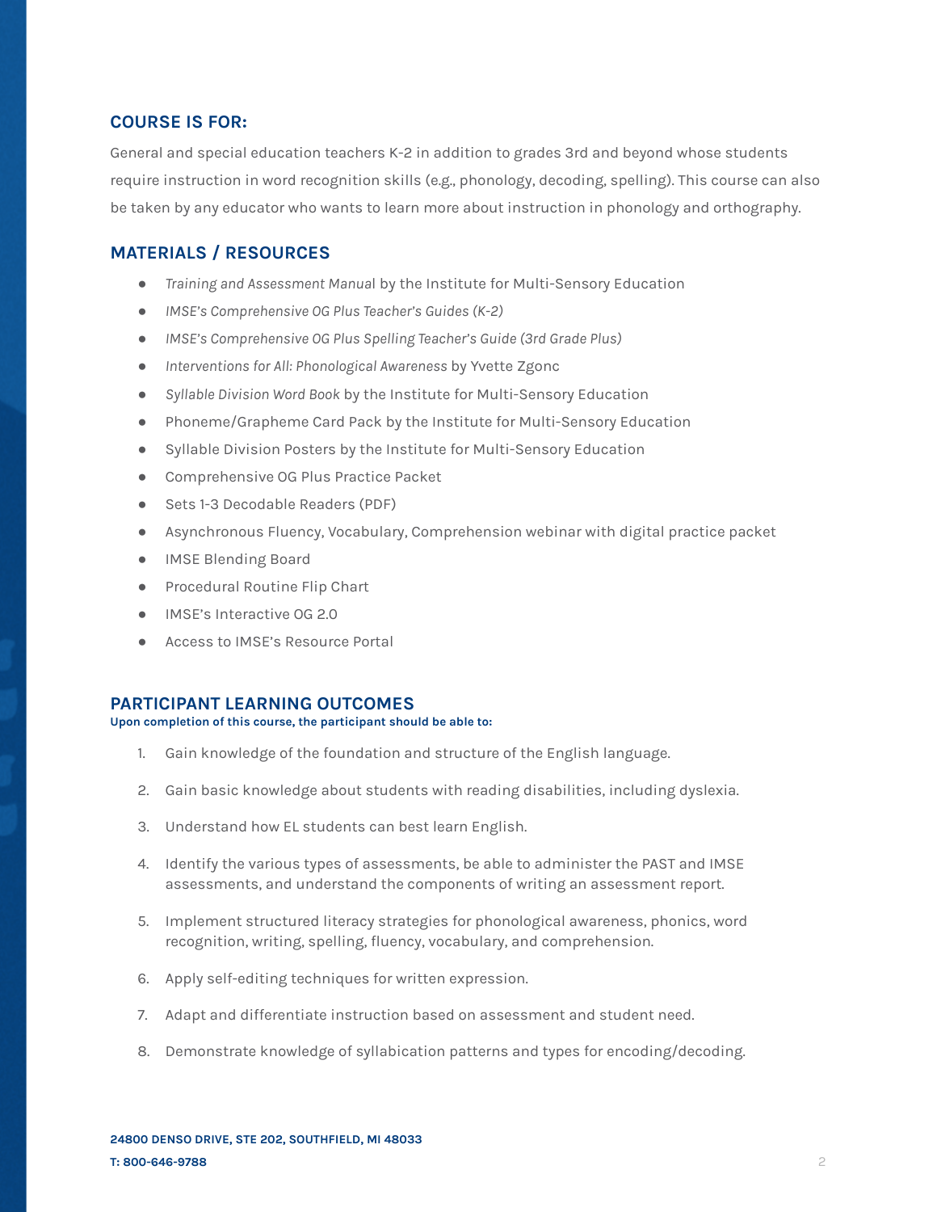## COURSE IS FOR:

General and special education teachers K-2 in addition to grades 3rd and beyond whose students require instruction in word recognition skills (e.g., phonology, decoding, spelling). This course can also be taken by any educator who wants to learn more about instruction in phonology and orthography.

## MATERIALS / RESOURCES

- *Training and Assessment Manual* by the Institute for Multi-Sensory Education
- *IMSE's Comprehensive OG Plus Teacher's Guides (K-2)*
- *IMSE's Comprehensive OG Plus Spelling Teacher's Guide (3rd Grade Plus)*
- *Interventions for All: Phonological Awareness* by Yvette Zgonc
- *Syllable Division Word Book* by the Institute for Multi-Sensory Education
- Phoneme/Grapheme Card Pack by the Institute for Multi-Sensory Education
- Syllable Division Posters by the Institute for Multi-Sensory Education
- Comprehensive OG Plus Practice Packet
- Sets 1-3 Decodable Readers (PDF)
- Asynchronous Fluency, Vocabulary, Comprehension webinar with digital practice packet
- IMSE Blending Board
- Procedural Routine Flip Chart
- IMSE's Interactive OG 2.0
- Access to IMSE's Resource Portal

## PARTICIPANT LEARNING OUTCOMES

**Upon completion of this course, the participant should be able to:**

1. Gain knowledge of the foundation and structure of the English language.
2. Gain basic knowledge about students with reading disabilities, including dyslexia.
3. Understand how EL students can best learn English.
4. Identify the various types of assessments, be able to administer the PAST and IMSE assessments, and understand the components of writing an assessment report.
5. Implement structured literacy strategies for phonological awareness, phonics, word recognition, writing, spelling, fluency, vocabulary, and comprehension.
6. Apply self-editing techniques for written expression.
7. Adapt and differentiate instruction based on assessment and student need.
8. Demonstrate knowledge of syllabication patterns and types for encoding/decoding.

**24800 DENSO DRIVE, STE 202, SOUTHFIELD, MI 48033**

**T: 800-646-9788**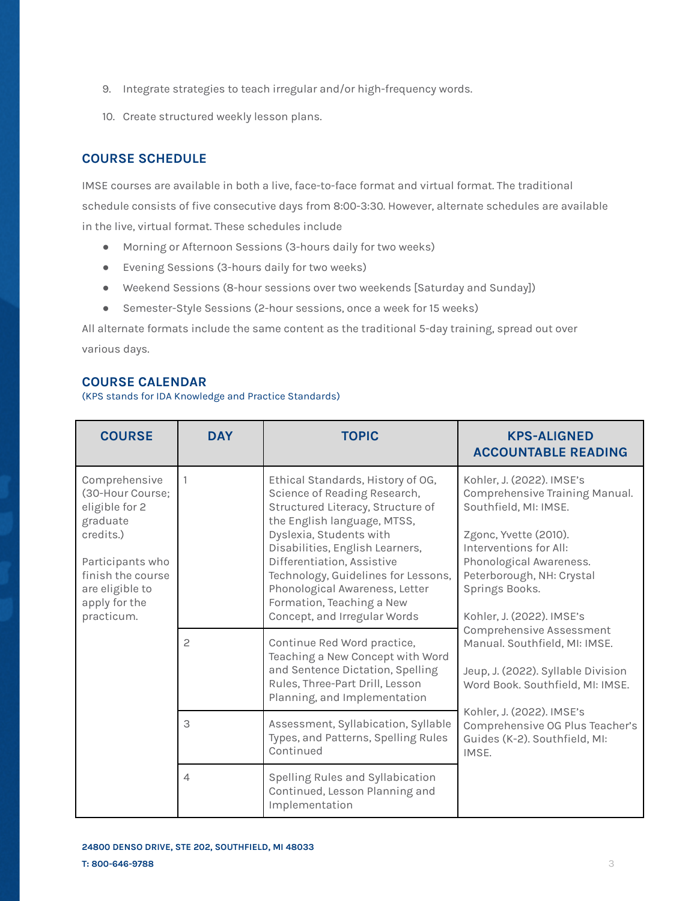9. Integrate strategies to teach irregular and/or high-frequency words.

10. Create structured weekly lesson plans.

## COURSE SCHEDULE

IMSE courses are available in both a live, face-to-face format and virtual format. The traditional schedule consists of five consecutive days from 8:00-3:30. However, alternate schedules are available in the live, virtual format. These schedules include

- Morning or Afternoon Sessions (3-hours daily for two weeks)
- Evening Sessions (3-hours daily for two weeks)
- Weekend Sessions (8-hour sessions over two weekends [Saturday and Sunday])
- Semester-Style Sessions (2-hour sessions, once a week for 15 weeks)

All alternate formats include the same content as the traditional 5-day training, spread out over various days.

## COURSE CALENDAR

(KPS stands for IDA Knowledge and Practice Standards)

| COURSE | DAY | TOPIC | KPS-ALIGNED ACCOUNTABLE READING |
|---|---|---|---|
| Comprehensive (30-Hour Course; eligible for 2 graduate credits.)<br><br>Participants who finish the course are eligible to apply for the practicum. | 1 | Ethical Standards, History of OG, Science of Reading Research, Structured Literacy, Structure of the English language, MTSS, Dyslexia, Students with Disabilities, English Learners, Differentiation, Assistive Technology, Guidelines for Lessons, Phonological Awareness, Letter Formation, Teaching a New Concept, and Irregular Words | Kohler, J. (2022). IMSE's Comprehensive Training Manual. Southfield, MI: IMSE.<br><br>Zgonc, Yvette (2010). Interventions for All: Phonological Awareness. Peterborough, NH: Crystal Springs Books.<br><br>Kohler, J. (2022). IMSE's Comprehensive Assessment Manual. Southfield, MI: IMSE.<br><br>Jeup, J. (2022). Syllable Division Word Book. Southfield, MI: IMSE.<br><br>Kohler, J. (2022). IMSE's Comprehensive OG Plus Teacher's Guides (K-2). Southfield, MI: IMSE. |
| | 2 | Continue Red Word practice, Teaching a New Concept with Word and Sentence Dictation, Spelling Rules, Three-Part Drill, Lesson Planning, and Implementation | |
| | 3 | Assessment, Syllabication, Syllable Types, and Patterns, Spelling Rules Continued | |
| | 4 | Spelling Rules and Syllabication Continued, Lesson Planning and Implementation | |

**24800 DENSO DRIVE, STE 202, SOUTHFIELD, MI 48033**

**T: 800-646-9788**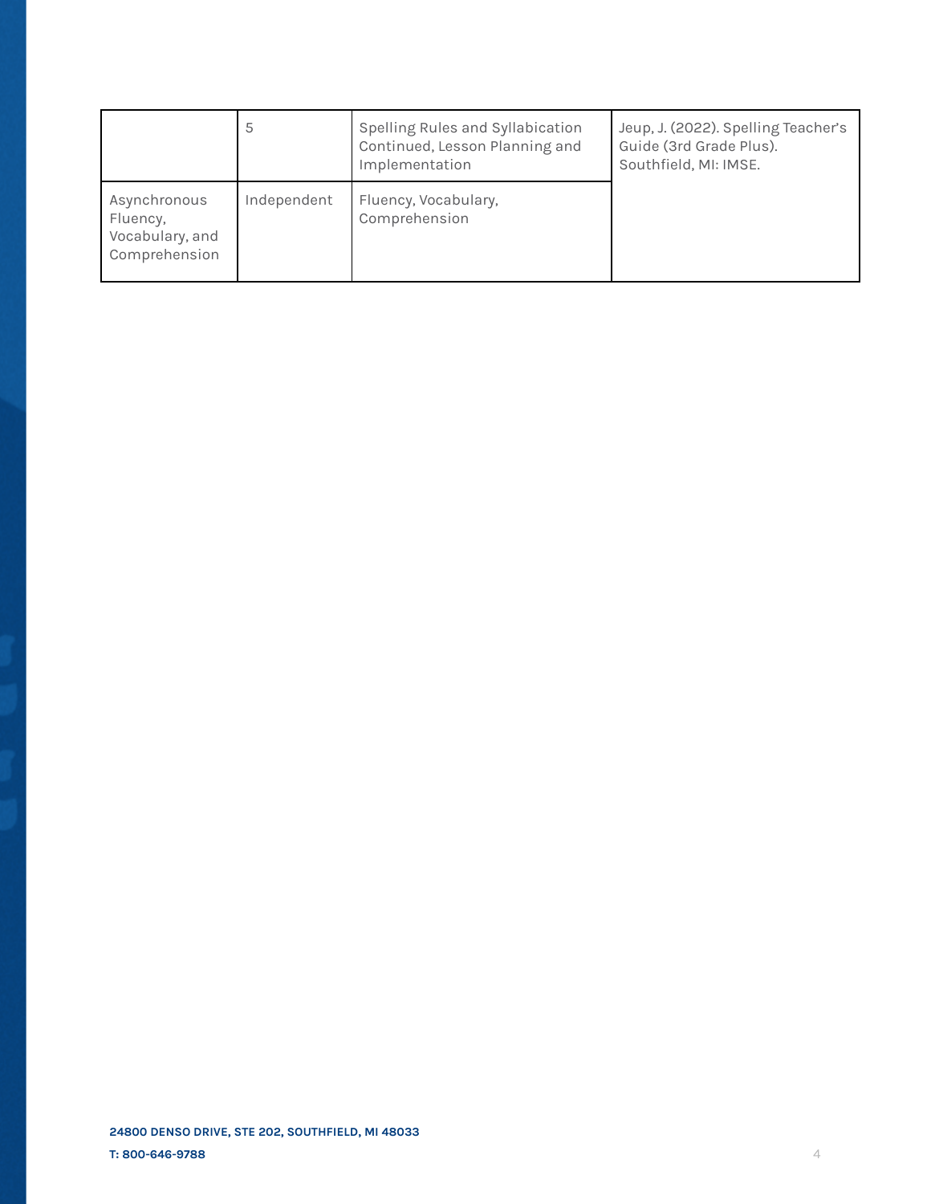| | | | |
|---|---|---|---|
| | 5 | Spelling Rules and Syllabication Continued, Lesson Planning and Implementation | Jeup, J. (2022). Spelling Teacher's Guide (3rd Grade Plus). Southfield, MI: IMSE. |
| Asynchronous Fluency, Vocabulary, and Comprehension | Independent | Fluency, Vocabulary, Comprehension | |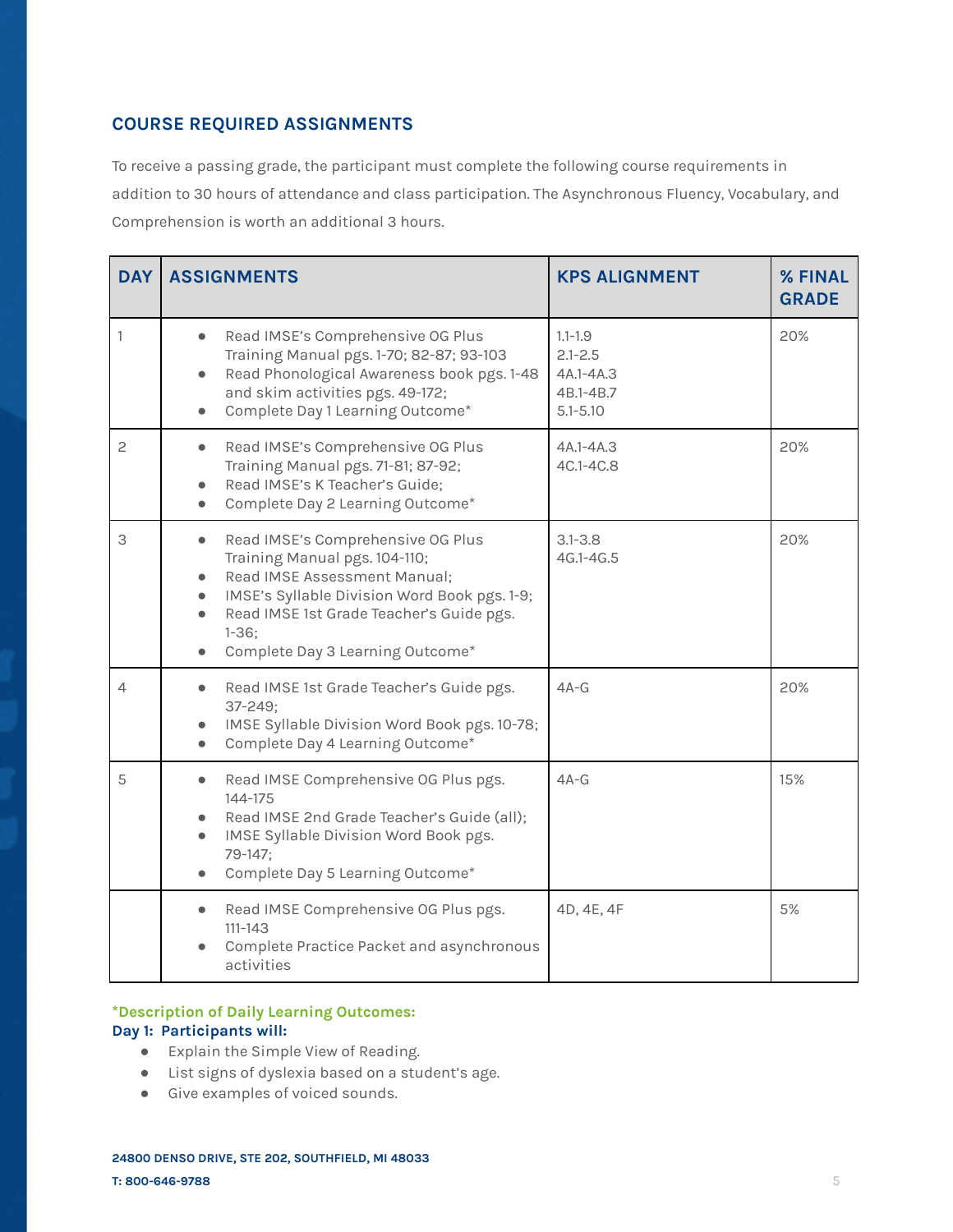## COURSE REQUIRED ASSIGNMENTS

To receive a passing grade, the participant must complete the following course requirements in addition to 30 hours of attendance and class participation. The Asynchronous Fluency, Vocabulary, and Comprehension is worth an additional 3 hours.

| DAY | ASSIGNMENTS | KPS ALIGNMENT | % FINAL GRADE |
|---|---|---|---|
| 1 | • Read IMSE's Comprehensive OG Plus Training Manual pgs. 1-70; 82-87; 93-103<br>• Read Phonological Awareness book pgs. 1-48 and skim activities pgs. 49-172;<br>• Complete Day 1 Learning Outcome* | 1.1-1.9<br>2.1-2.5<br>4A.1-4A.3<br>4B.1-4B.7<br>5.1-5.10 | 20% |
| 2 | • Read IMSE's Comprehensive OG Plus Training Manual pgs. 71-81; 87-92;<br>• Read IMSE's K Teacher's Guide;<br>• Complete Day 2 Learning Outcome* | 4A.1-4A.3<br>4C.1-4C.8 | 20% |
| 3 | • Read IMSE's Comprehensive OG Plus Training Manual pgs. 104-110;<br>• Read IMSE Assessment Manual;<br>• IMSE's Syllable Division Word Book pgs. 1-9;<br>• Read IMSE 1st Grade Teacher's Guide pgs. 1-36;<br>• Complete Day 3 Learning Outcome* | 3.1-3.8<br>4G.1-4G.5 | 20% |
| 4 | • Read IMSE 1st Grade Teacher's Guide pgs. 37-249;<br>• IMSE Syllable Division Word Book pgs. 10-78;<br>• Complete Day 4 Learning Outcome* | 4A-G | 20% |
| 5 | • Read IMSE Comprehensive OG Plus pgs. 144-175<br>• Read IMSE 2nd Grade Teacher's Guide (all);<br>• IMSE Syllable Division Word Book pgs. 79-147;<br>• Complete Day 5 Learning Outcome* | 4A-G | 15% |
| | • Read IMSE Comprehensive OG Plus pgs. 111-143<br>• Complete Practice Packet and asynchronous activities | 4D, 4E, 4F | 5% |

**\*Description of Daily Learning Outcomes:**

**Day 1: Participants will:**

- Explain the Simple View of Reading.
- List signs of dyslexia based on a student's age.
- Give examples of voiced sounds.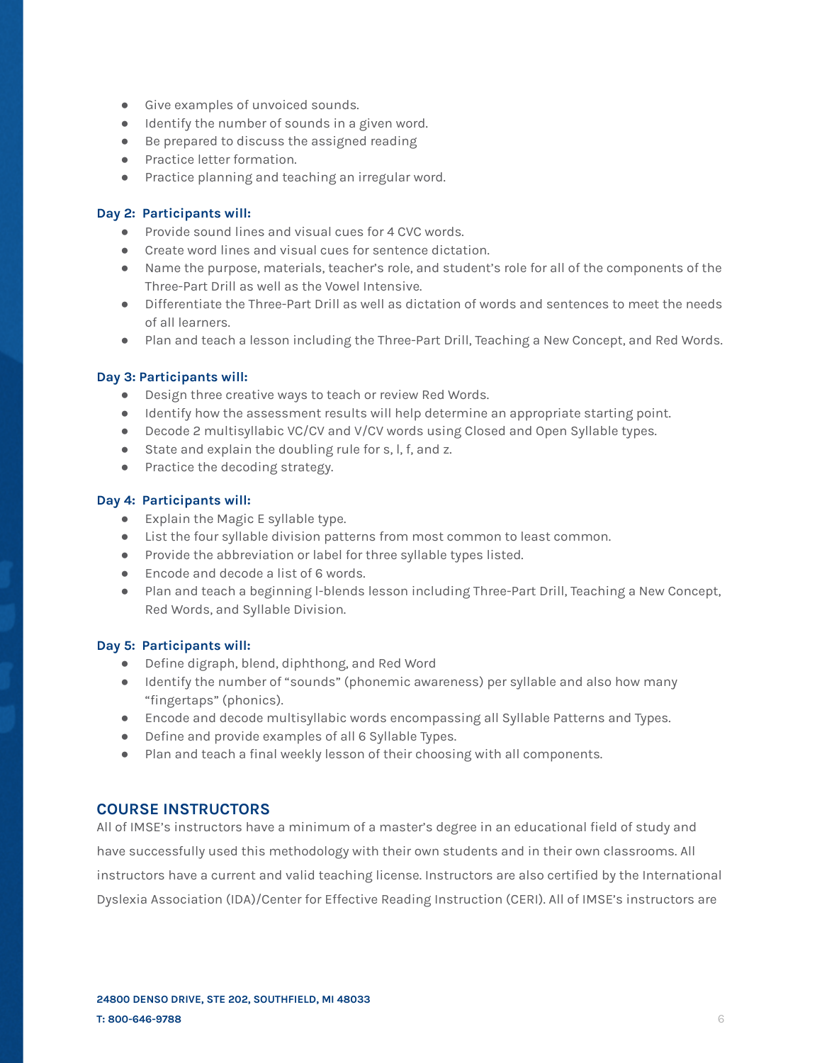- Give examples of unvoiced sounds.
- Identify the number of sounds in a given word.
- Be prepared to discuss the assigned reading
- Practice letter formation.
- Practice planning and teaching an irregular word.

**Day 2: Participants will:**

- Provide sound lines and visual cues for 4 CVC words.
- Create word lines and visual cues for sentence dictation.
- Name the purpose, materials, teacher's role, and student's role for all of the components of the Three-Part Drill as well as the Vowel Intensive.
- Differentiate the Three-Part Drill as well as dictation of words and sentences to meet the needs of all learners.
- Plan and teach a lesson including the Three-Part Drill, Teaching a New Concept, and Red Words.

**Day 3: Participants will:**

- Design three creative ways to teach or review Red Words.
- Identify how the assessment results will help determine an appropriate starting point.
- Decode 2 multisyllabic VC/CV and V/CV words using Closed and Open Syllable types.
- State and explain the doubling rule for s, l, f, and z.
- Practice the decoding strategy.

**Day 4: Participants will:**

- Explain the Magic E syllable type.
- List the four syllable division patterns from most common to least common.
- Provide the abbreviation or label for three syllable types listed.
- Encode and decode a list of 6 words.
- Plan and teach a beginning l-blends lesson including Three-Part Drill, Teaching a New Concept, Red Words, and Syllable Division.

**Day 5: Participants will:**

- Define digraph, blend, diphthong, and Red Word
- Identify the number of "sounds" (phonemic awareness) per syllable and also how many "fingertaps" (phonics).
- Encode and decode multisyllabic words encompassing all Syllable Patterns and Types.
- Define and provide examples of all 6 Syllable Types.
- Plan and teach a final weekly lesson of their choosing with all components.

## COURSE INSTRUCTORS

All of IMSE's instructors have a minimum of a master's degree in an educational field of study and have successfully used this methodology with their own students and in their own classrooms. All instructors have a current and valid teaching license. Instructors are also certified by the International Dyslexia Association (IDA)/Center for Effective Reading Instruction (CERI). All of IMSE's instructors are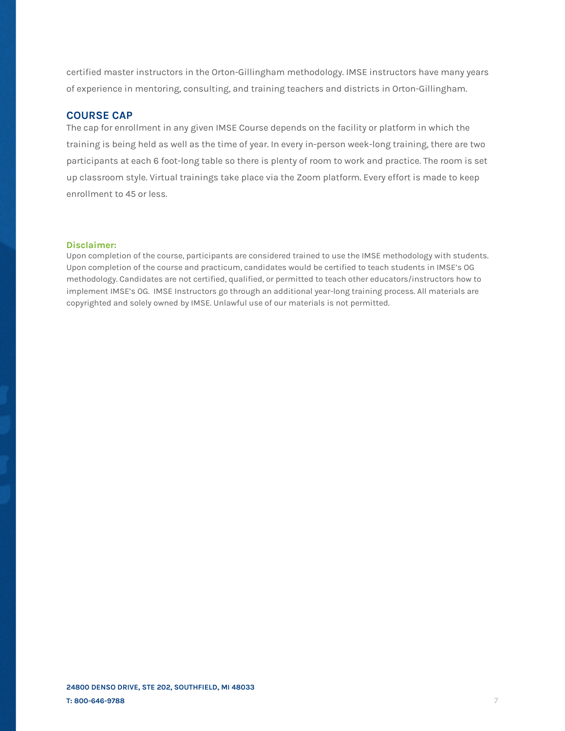certified master instructors in the Orton-Gillingham methodology. IMSE instructors have many years of experience in mentoring, consulting, and training teachers and districts in Orton-Gillingham.

## COURSE CAP

The cap for enrollment in any given IMSE Course depends on the facility or platform in which the training is being held as well as the time of year. In every in-person week-long training, there are two participants at each 6 foot-long table so there is plenty of room to work and practice. The room is set up classroom style. Virtual trainings take place via the Zoom platform. Every effort is made to keep enrollment to 45 or less.

**Disclaimer:**

Upon completion of the course, participants are considered trained to use the IMSE methodology with students. Upon completion of the course and practicum, candidates would be certified to teach students in IMSE's OG methodology. Candidates are not certified, qualified, or permitted to teach other educators/instructors how to implement IMSE's OG. IMSE Instructors go through an additional year-long training process. All materials are copyrighted and solely owned by IMSE. Unlawful use of our materials is not permitted.

**24800 DENSO DRIVE, STE 202, SOUTHFIELD, MI 48033**

**T: 800-646-9788**